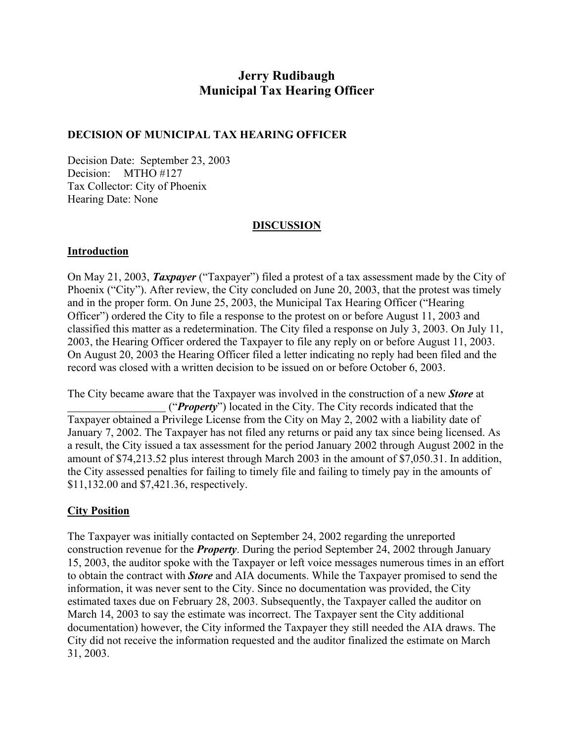# Jerry Rudibaugh
# Municipal Tax Hearing Officer

**DECISION OF MUNICIPAL TAX HEARING OFFICER**

Decision Date: September 23, 2003
Decision: MTHO #127
Tax Collector: City of Phoenix
Hearing Date: None

## DISCUSSION

### Introduction

On May 21, 2003, ***Taxpayer*** ("Taxpayer") filed a protest of a tax assessment made by the City of Phoenix ("City"). After review, the City concluded on June 20, 2003, that the protest was timely and in the proper form. On June 25, 2003, the Municipal Tax Hearing Officer ("Hearing Officer") ordered the City to file a response to the protest on or before August 11, 2003 and classified this matter as a redetermination. The City filed a response on July 3, 2003. On July 11, 2003, the Hearing Officer ordered the Taxpayer to file any reply on or before August 11, 2003. On August 20, 2003 the Hearing Officer filed a letter indicating no reply had been filed and the record was closed with a written decision to be issued on or before October 6, 2003.

The City became aware that the Taxpayer was involved in the construction of a new ***Store*** at _________________ ("***Property***") located in the City. The City records indicated that the Taxpayer obtained a Privilege License from the City on May 2, 2002 with a liability date of January 7, 2002. The Taxpayer has not filed any returns or paid any tax since being licensed. As a result, the City issued a tax assessment for the period January 2002 through August 2002 in the amount of $74,213.52 plus interest through March 2003 in the amount of $7,050.31. In addition, the City assessed penalties for failing to timely file and failing to timely pay in the amounts of $11,132.00 and $7,421.36, respectively.

### City Position

The Taxpayer was initially contacted on September 24, 2002 regarding the unreported construction revenue for the ***Property***. During the period September 24, 2002 through January 15, 2003, the auditor spoke with the Taxpayer or left voice messages numerous times in an effort to obtain the contract with ***Store*** and AIA documents. While the Taxpayer promised to send the information, it was never sent to the City. Since no documentation was provided, the City estimated taxes due on February 28, 2003. Subsequently, the Taxpayer called the auditor on March 14, 2003 to say the estimate was incorrect. The Taxpayer sent the City additional documentation) however, the City informed the Taxpayer they still needed the AIA draws. The City did not receive the information requested and the auditor finalized the estimate on March 31, 2003.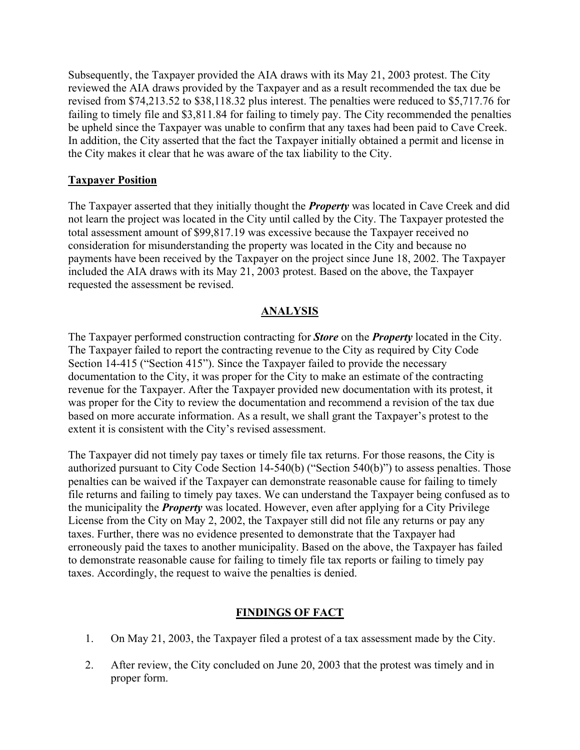Subsequently, the Taxpayer provided the AIA draws with its May 21, 2003 protest. The City reviewed the AIA draws provided by the Taxpayer and as a result recommended the tax due be revised from $74,213.52 to $38,118.32 plus interest. The penalties were reduced to $5,717.76 for failing to timely file and $3,811.84 for failing to timely pay. The City recommended the penalties be upheld since the Taxpayer was unable to confirm that any taxes had been paid to Cave Creek. In addition, the City asserted that the fact the Taxpayer initially obtained a permit and license in the City makes it clear that he was aware of the tax liability to the City.

**Taxpayer Position**

The Taxpayer asserted that they initially thought the ***Property*** was located in Cave Creek and did not learn the project was located in the City until called by the City. The Taxpayer protested the total assessment amount of $99,817.19 was excessive because the Taxpayer received no consideration for misunderstanding the property was located in the City and because no payments have been received by the Taxpayer on the project since June 18, 2002. The Taxpayer included the AIA draws with its May 21, 2003 protest. Based on the above, the Taxpayer requested the assessment be revised.

## ANALYSIS

The Taxpayer performed construction contracting for ***Store*** on the ***Property*** located in the City. The Taxpayer failed to report the contracting revenue to the City as required by City Code Section 14-415 ("Section 415"). Since the Taxpayer failed to provide the necessary documentation to the City, it was proper for the City to make an estimate of the contracting revenue for the Taxpayer. After the Taxpayer provided new documentation with its protest, it was proper for the City to review the documentation and recommend a revision of the tax due based on more accurate information. As a result, we shall grant the Taxpayer's protest to the extent it is consistent with the City's revised assessment.

The Taxpayer did not timely pay taxes or timely file tax returns. For those reasons, the City is authorized pursuant to City Code Section 14-540(b) ("Section 540(b)") to assess penalties. Those penalties can be waived if the Taxpayer can demonstrate reasonable cause for failing to timely file returns and failing to timely pay taxes. We can understand the Taxpayer being confused as to the municipality the ***Property*** was located. However, even after applying for a City Privilege License from the City on May 2, 2002, the Taxpayer still did not file any returns or pay any taxes. Further, there was no evidence presented to demonstrate that the Taxpayer had erroneously paid the taxes to another municipality. Based on the above, the Taxpayer has failed to demonstrate reasonable cause for failing to timely file tax reports or failing to timely pay taxes. Accordingly, the request to waive the penalties is denied.

## FINDINGS OF FACT

1. On May 21, 2003, the Taxpayer filed a protest of a tax assessment made by the City.
2. After review, the City concluded on June 20, 2003 that the protest was timely and in proper form.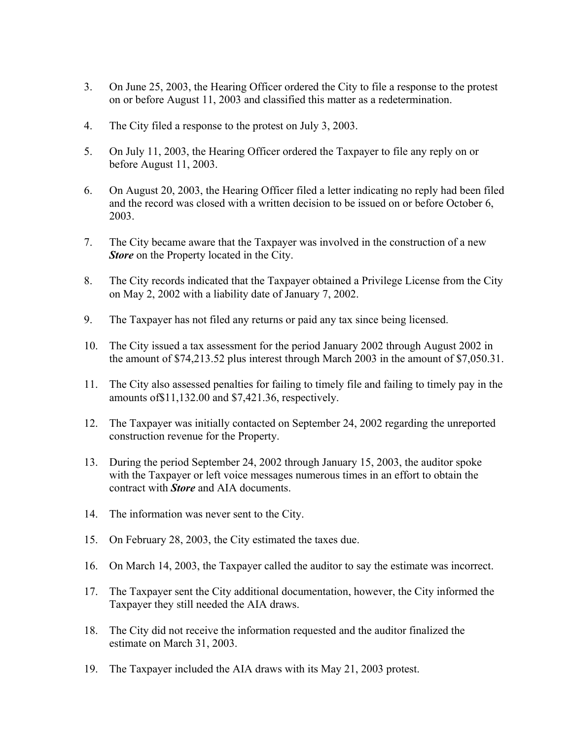3. On June 25, 2003, the Hearing Officer ordered the City to file a response to the protest on or before August 11, 2003 and classified this matter as a redetermination.

4. The City filed a response to the protest on July 3, 2003.

5. On July 11, 2003, the Hearing Officer ordered the Taxpayer to file any reply on or before August 11, 2003.

6. On August 20, 2003, the Hearing Officer filed a letter indicating no reply had been filed and the record was closed with a written decision to be issued on or before October 6, 2003.

7. The City became aware that the Taxpayer was involved in the construction of a new ***Store*** on the Property located in the City.

8. The City records indicated that the Taxpayer obtained a Privilege License from the City on May 2, 2002 with a liability date of January 7, 2002.

9. The Taxpayer has not filed any returns or paid any tax since being licensed.

10. The City issued a tax assessment for the period January 2002 through August 2002 in the amount of $74,213.52 plus interest through March 2003 in the amount of $7,050.31.

11. The City also assessed penalties for failing to timely file and failing to timely pay in the amounts of$11,132.00 and $7,421.36, respectively.

12. The Taxpayer was initially contacted on September 24, 2002 regarding the unreported construction revenue for the Property.

13. During the period September 24, 2002 through January 15, 2003, the auditor spoke with the Taxpayer or left voice messages numerous times in an effort to obtain the contract with ***Store*** and AIA documents.

14. The information was never sent to the City.

15. On February 28, 2003, the City estimated the taxes due.

16. On March 14, 2003, the Taxpayer called the auditor to say the estimate was incorrect.

17. The Taxpayer sent the City additional documentation, however, the City informed the Taxpayer they still needed the AIA draws.

18. The City did not receive the information requested and the auditor finalized the estimate on March 31, 2003.

19. The Taxpayer included the AIA draws with its May 21, 2003 protest.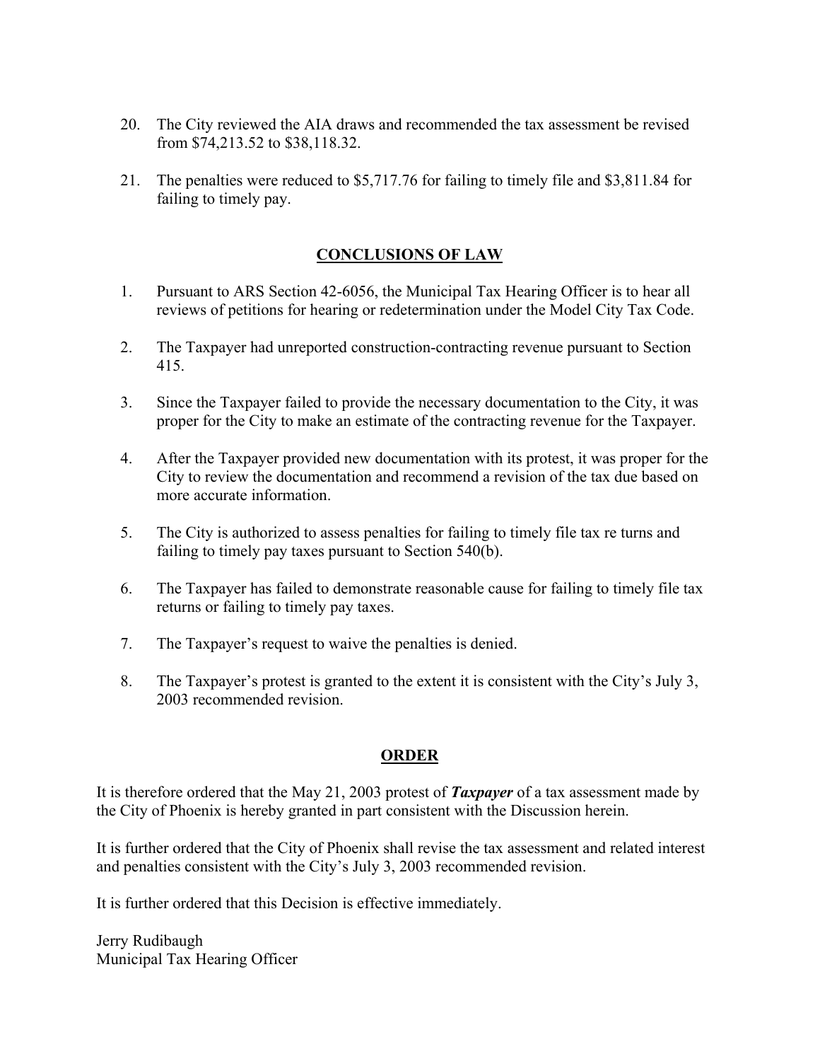20. The City reviewed the AIA draws and recommended the tax assessment be revised from $74,213.52 to $38,118.32.

21. The penalties were reduced to $5,717.76 for failing to timely file and $3,811.84 for failing to timely pay.

## CONCLUSIONS OF LAW

1. Pursuant to ARS Section 42-6056, the Municipal Tax Hearing Officer is to hear all reviews of petitions for hearing or redetermination under the Model City Tax Code.

2. The Taxpayer had unreported construction-contracting revenue pursuant to Section 415.

3. Since the Taxpayer failed to provide the necessary documentation to the City, it was proper for the City to make an estimate of the contracting revenue for the Taxpayer.

4. After the Taxpayer provided new documentation with its protest, it was proper for the City to review the documentation and recommend a revision of the tax due based on more accurate information.

5. The City is authorized to assess penalties for failing to timely file tax re turns and failing to timely pay taxes pursuant to Section 540(b).

6. The Taxpayer has failed to demonstrate reasonable cause for failing to timely file tax returns or failing to timely pay taxes.

7. The Taxpayer's request to waive the penalties is denied.

8. The Taxpayer's protest is granted to the extent it is consistent with the City's July 3, 2003 recommended revision.

## ORDER

It is therefore ordered that the May 21, 2003 protest of ***Taxpayer*** of a tax assessment made by the City of Phoenix is hereby granted in part consistent with the Discussion herein.

It is further ordered that the City of Phoenix shall revise the tax assessment and related interest and penalties consistent with the City's July 3, 2003 recommended revision.

It is further ordered that this Decision is effective immediately.

Jerry Rudibaugh
Municipal Tax Hearing Officer